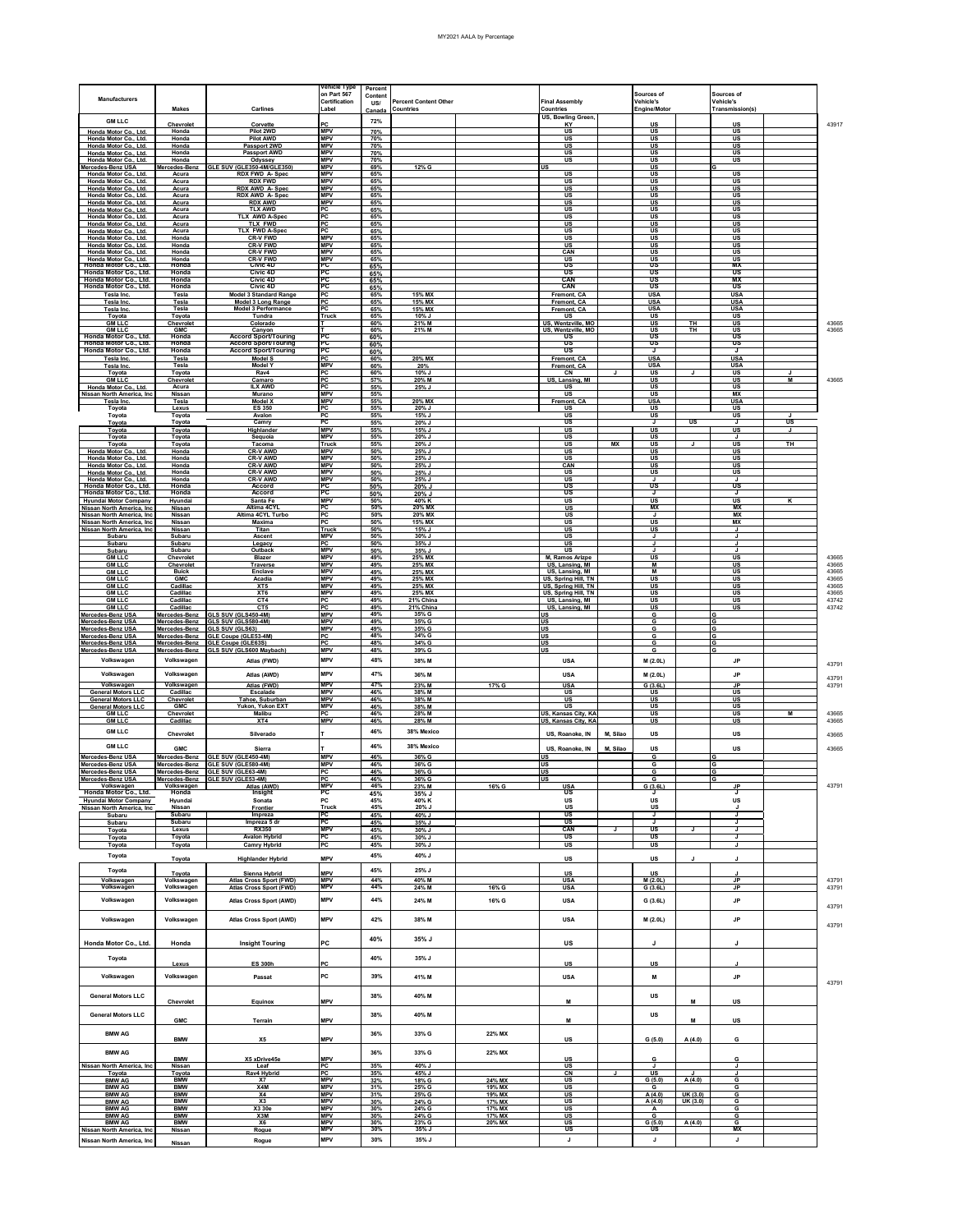| Manufacturers | Makes | Carlines | Vehicle Type on Part 567 Certification Label | Percent Content US/ Canada | Percent Content Other Countries | | Final Assembly Countries | | Sources of Vehicle's Engine/Motor | | Sources of Vehicle's Transmission(s) | | |
|---|---|---|---|---|---|---|---|---|---|---|---|---|---|
| GM LLC | Chevrolet | Corvette | PC | 72% | | | US, Bowling Green, KY | | US | | US | | 43917 |
| Honda Motor Co., Ltd. | Honda | Pilot 2WD | MPV | 70% | | | US | | US | | US | | |
| Honda Motor Co., Ltd. | Honda | Pilot AWD | MPV | 70% | | | US | | US | | US | | |
| Honda Motor Co., Ltd. | Honda | Passport 2WD | MPV | 70% | | | US | | US | | US | | |
| Honda Motor Co., Ltd. | Honda | Passport AWD | MPV | 70% | | | US | | US | | US | | |
| Honda Motor Co., Ltd. | Honda | Odyssey | MPV | 70% | | | US | | US | | US | | |
| Mercedes-Benz USA | Mercedes-Benz | GLE SUV (GLE350-4M/GLE350) | MPV | 69% | 12% G | | US | | US | | G | | |
| Honda Motor Co., Ltd. | Acura | RDX FWD A- Spec | MPV | 65% | | | US | | US | | US | | |
| Honda Motor Co., Ltd. | Acura | RDX FWD | MPV | 65% | | | US | | US | | US | | |
| Honda Motor Co., Ltd. | Acura | RDX AWD A- Spec | MPV | 65% | | | US | | US | | US | | |
| Honda Motor Co., Ltd. | Acura | RDX AWD A- Spec | MPV | 65% | | | US | | US | | US | | |
| Honda Motor Co., Ltd. | Acura | RDX AWD | MPV | 65% | | | US | | US | | US | | |
| Honda Motor Co., Ltd. | Acura | TLX AWD | PC | 65% | | | US | | US | | US | | |
| Honda Motor Co., Ltd. | Acura | TLX AWD A-Spec | PC | 65% | | | US | | US | | US | | |
| Honda Motor Co., Ltd. | Acura | TLX FWD | PC | 65% | | | US | | US | | US | | |
| Honda Motor Co., Ltd. | Acura | TLX FWD A-Spec | PC | 65% | | | US | | US | | US | | |
| Honda Motor Co., Ltd. | Honda | CR-V FWD | MPV | 65% | | | US | | US | | US | | |
| Honda Motor Co., Ltd. | Honda | CR-V FWD | MPV | 65% | | | US | | US | | US | | |
| Honda Motor Co., Ltd. | Honda | CR-V FWD | MPV | 65% | | | US | | US | | US | | |
| Honda Motor Co., Ltd. | Honda | CR-V FWD | MPV | 65% | | | CAN | | US | | US | | |
| Honda Motor Co., Ltd. | Honda | CR-V FWD | MPV | 65% | | | US | | US | | US | | |
| Honda Motor Co., Ltd. | Honda | Civic 4D | PC | 65% | | | US | | US | | MX | | |
| Honda Motor Co., Ltd. | Honda | Civic 4D | PC | 65% | | | US | | US | | US | | |
| Honda Motor Co., Ltd. | Honda | Civic 4D | PC | 65% | | | CAN | | US | | MX | | |
| Honda Motor Co., Ltd. | Honda | Civic 4D | PC | 65% | | | CAN | | US | | US | | |
| Tesla Inc. | Tesla | Model 3 Standard Range | PC | 65% | 15% MX | | Fremont, CA | | USA | | USA | | |
| Tesla Inc. | Tesla | Model 3 Long Range | PC | 65% | 15% MX | | Fremont, CA | | USA | | USA | | |
| Tesla Inc. | Tesla | Model 3 Performance | PC | 65% | 15% MX | | Fremont, CA | | USA | | USA | | |
| Toyota | Toyota | Tundra | Truck | 65% | 10% J | | US | | US | | US | | |
| GM LLC | Chevrolet | Colorado | T | 60% | 21% M | | US, Wentzville, MO | | US | TH | US | | 43665 |
| GM LLC | GMC | Canyon | T | 60% | 21% M | | US, Wentzville, MO | | US | TH | US | | 43665 |
| Honda Motor Co., Ltd. | Honda | Accord Sport/Touring | PC | 60% | | | US | | US | | US | | |
| Honda Motor Co., Ltd. | Honda | Accord Sport/Touring | PC | 60% | | | US | | US | | US | | |
| Honda Motor Co., Ltd. | Honda | Accord Sport/Touring | PC | 60% | | | US | | J | | J | | |
| Tesla Inc. | Tesla | Model S | PC | 60% | 20% MX | | Fremont, CA | | USA | | USA | | |
| Tesla Inc. | Tesla | Model Y | MPV | 60% | 20% | | Fremont, CA | | USA | | USA | | |
| Toyota | Toyota | Rav4 | PC | 60% | 10% J | | CN | J | US | J | US | J | |
| GM LLC | Chevrolet | Camaro | PC | 57% | 20% M | | US, Lansing, MI | | US | | US | M | 43665 |
| Honda Motor Co., Ltd. | Acura | ILX AWD | PC | 55% | 25% J | | US | | US | | US | | |
| Nissan North America, Inc | Nissan | Murano | MPV | 55% | | | US | | US | | MX | | |
| Tesla Inc. | Tesla | Model X | MPV | 55% | 20% MX | | Fremont, CA | | USA | | USA | | |
| Toyota | Lexus | ES 350 | PC | 55% | 20% J | | US | | US | | US | | |
| Toyota | Toyota | Avalon | PC | 55% | 15% J | | US | | US | | US | | |
| Toyota | Toyota | Camry | PC | 55% | 20% J | | US | | J | US | J | US | |
| Toyota | Toyota | Highlander | MPV | 55% | 15% J | | US | | US | | US | J | |
| Toyota | Toyota | Sequoia | MPV | 55% | 20% J | | US | | US | | J | | |
| Toyota | Toyota | Tacoma | Truck | 55% | 20% J | | US | MX | US | J | US | TH | |
| Honda Motor Co., Ltd. | Honda | CR-V AWD | MPV | 50% | 25% J | | US | | US | | US | | |
| Honda Motor Co., Ltd. | Honda | CR-V AWD | MPV | 50% | 25% J | | US | | US | | US | | |
| Honda Motor Co., Ltd. | Honda | CR-V AWD | MPV | 50% | 25% J | | US | | US | | US | | |
| Honda Motor Co., Ltd. | Honda | CR-V AWD | MPV | 50% | 25% J | | CAN | | US | | US | | |
| Honda Motor Co., Ltd. | Honda | CR-V AWD | MPV | 50% | 25% J | | US | | US | | US | | |
| Honda Motor Co., Ltd. | Honda | CR-V AWD | MPV | 50% | 25% J | | US | | J | | J | | |
| Honda Motor Co., Ltd. | Honda | Accord | PC | 50% | 20% J | | US | | US | | US | | |
| Honda Motor Co., Ltd. | Honda | Accord | PC | 50% | 20% J | | US | | J | | J | | |
| Hyundai Motor Company | Hyundai | Santa Fe | MPV | 50% | 40% K | | US | | US | | US | K | |
| Nissan North America, Inc | Nissan | Altima 4CYL | PC | 50% | 20% MX | | US | | MX | | MX | | |
| Nissan North America, Inc | Nissan | Altima 4CYL Turbo | PC | 50% | 20% MX | | US | | J | | MX | | |
| Nissan North America, Inc | Nissan | Maxima | PC | 50% | 15% MX | | US | | US | | MX | | |
| Nissan North America, Inc | Nissan | Titan | Truck | 50% | 15% J | | US | | US | | J | | |
| Subaru | Subaru | Ascent | MPV | 50% | 30% J | | US | | J | | J | | |
| Subaru | Subaru | Legacy | PC | 50% | 35% J | | US | | J | | J | | |
| Subaru | Subaru | Outback | MPV | 50% | 35% J | | US | | J | | J | | |
| GM LLC | Chevrolet | Blazer | MPV | 49% | 25% MX | | M, Ramos Arizpe | | US | | US | | 43665 |
| GM LLC | Chevrolet | Traverse | MPV | 49% | 25% MX | | US, Lansing, MI | | M | | US | | 43665 |
| GM LLC | Buick | Enclave | MPV | 49% | 25% MX | | US, Lansing, MI | | M | | US | | 43665 |
| GM LLC | GMC | Acadia | MPV | 49% | 25% MX | | US, Spring Hill, TN | | US | | US | | 43665 |
| GM LLC | Cadillac | XT5 | MPV | 49% | 25% MX | | US, Spring Hill, TN | | US | | US | | 43665 |
| GM LLC | Cadillac | XT6 | MPV | 49% | 25% MX | | US, Spring Hill, TN | | US | | US | | 43665 |
| GM LLC | Cadillac | CT4 | PC | 49% | 21% China | | US, Lansing, MI | | US | | US | | 43742 |
| GM LLC | Cadillac | CT5 | PC | 49% | 21% China | | US, Lansing, MI | | US | | US | | 43742 |
| Mercedes-Benz USA | Mercedes-Benz | GLS SUV (GLS450-4M) | MPV | 49% | 35% G | | US | | G | | G | | |
| Mercedes-Benz USA | Mercedes-Benz | GLS SUV (GLS580-4M) | MPV | 49% | 35% G | | US | | G | | G | | |
| Mercedes-Benz USA | Mercedes-Benz | GLS SUV (GLS63) | MPV | 49% | 35% G | | US | | G | | G | | |
| Mercedes-Benz USA | Mercedes-Benz | GLE Coupe (GLE53-4M) | PC | 48% | 34% G | | US | | G | | G | | |
| Mercedes-Benz USA | Mercedes-Benz | GLE Coupe (GLE63S) | PC | 48% | 34% G | | US | | G | | G | | |
| Mercedes-Benz USA | Mercedes-Benz | GLS SUV (GLS600 Maybach) | MPV | 48% | 39% G | | US | | G | | G | | |
| Volkswagen | Volkswagen | Atlas (FWD) | MPV | 48% | 38% M | | USA | | M (2.0L) | | JP | | 43791 |
| Volkswagen | Volkswagen | Atlas (AWD) | MPV | 47% | 36% M | | USA | | M (2.0L) | | JP | | 43791 |
| Volkswagen | Volkswagen | Atlas (FWD) | MPV | 47% | 23% M | 17% G | USA | | G (3.6L) | | JP | | 43791 |
| General Motors LLC | Cadillac | Escalade | MPV | 46% | 38% M | | US | | US | | US | | |
| General Motors LLC | Chevrolet | Tahoe, Suburban | MPV | 46% | 38% M | | US | | US | | US | | |
| General Motors LLC | GMC | Yukon, Yukon EXT | MPV | 46% | 38% M | | US | | US | | US | | |
| GM LLC | Chevrolet | Malibu | PC | 46% | 28% M | | US, Kansas City, KA | | US | | US | M | 43665 |
| GM LLC | Cadillac | XT4 | MPV | 46% | 28% M | | US, Kansas City, KA | | US | | US | | 43665 |
| GM LLC | Chevrolet | Silverado | T | 46% | 38% Mexico | | US, Roanoke, IN | M, Silao | US | | US | | 43665 |
| GM LLC | GMC | Sierra | T | 46% | 38% Mexico | | US, Roanoke, IN | M, Silao | US | | US | | 43665 |
| Mercedes-Benz USA | Mercedes-Benz | GLE SUV (GLE450-4M) | MPV | 46% | 36% G | | US | | G | | G | | |
| Mercedes-Benz USA | Mercedes-Benz | GLE SUV (GLE580-4M) | MPV | 46% | 36% G | | US | | G | | G | | |
| Mercedes-Benz USA | Mercedes-Benz | GLE SUV (GLE63-4M) | PC | 46% | 36% G | | US | | G | | G | | |
| Mercedes-Benz USA | Mercedes-Benz | GLE SUV (GLE53-4M) | PC | 46% | 36% G | | US | | G | | G | | |
| Volkswagen | Volkswagen | Atlas (AWD) | MPV | 46% | 23% M | 16% G | USA | | G (3.6L) | | JP | | 43791 |
| Honda Motor Co., Ltd. | Honda | Insight | PC | 45% | 35% J | | US | | J | | J | | |
| Hyundai Motor Company | Hyundai | Sonata | PC | 45% | 40% K | | US | | US | | US | | |
| Nissan North America, Inc | Nissan | Frontier | Truck | 45% | 20% J | | US | | US | | J | | |
| Subaru | Subaru | Impreza | PC | 45% | 40% J | | US | | J | | J | | |
| Subaru | Subaru | Impreza 5 dr | PC | 45% | 35% J | | US | | J | | J | | |
| Toyota | Lexus | RX350 | MPV | 45% | 30% J | | CAN | J | US | J | J | | |
| Toyota | Toyota | Avalon Hybrid | PC | 45% | 30% J | | US | | US | | J | | |
| Toyota | Toyota | Camry Hybrid | PC | 45% | 30% J | | US | | US | | J | | |
| Toyota | Toyota | Highlander Hybrid | MPV | 45% | 40% J | | US | | US | J | J | | |
| Toyota | Toyota | Sienna Hybrid | MPV | 45% | 25% J | | US | | US | | J | | |
| Volkswagen | Volkswagen | Atlas Cross Sport (FWD) | MPV | 44% | 40% M | | USA | | M (2.0L) | | JP | | 43791 |
| Volkswagen | Volkswagen | Atlas Cross Sport (FWD) | MPV | 44% | 24% M | 16% G | USA | | G (3.6L) | | JP | | 43791 |
| Volkswagen | Volkswagen | Atlas Cross Sport (AWD) | MPV | 44% | 24% M | 16% G | USA | | G (3.6L) | | JP | | 43791 |
| Volkswagen | Volkswagen | Atlas Cross Sport (AWD) | MPV | 42% | 38% M | | USA | | M (2.0L) | | JP | | 43791 |
| Honda Motor Co., Ltd. | Honda | Insight Touring | PC | 40% | 35% J | | US | | J | | J | | |
| Toyota | Lexus | ES 300h | PC | 40% | 35% J | | US | | US | | J | | |
| Volkswagen | Volkswagen | Passat | PC | 39% | 41% M | | USA | | M | | JP | | 43791 |
| General Motors LLC | Chevrolet | Equinox | MPV | 38% | 40% M | | M | | US | M | US | | |
| General Motors LLC | GMC | Terrain | MPV | 38% | 40% M | | M | | US | M | US | | |
| BMW AG | BMW | X5 | MPV | 36% | 33% G | 22% MX | US | | G (5.0) | A (4.0) | G | | |
| BMW AG | BMW | X5 xDrive45e | MPV | 36% | 33% G | 22% MX | US | | G | | G | | |
| Nissan North America, Inc | Nissan | Leaf | PC | 35% | 40% J | | US | | J | | J | | |
| Toyota | Toyota | Rav4 Hybrid | PC | 35% | 45% J | | CN | J | US | J | J | | |
| BMW AG | BMW | X7 | MPV | 32% | 18% G | 24% MX | US | | G (5.0) | A (4.0) | G | | |
| BMW AG | BMW | X4M | MPV | 31% | 25% G | 19% MX | US | | G | | G | | |
| BMW AG | BMW | X4 | MPV | 31% | 25% G | 19% MX | US | | A (4.0) | UK (3.0) | G | | |
| BMW AG | BMW | X3 | MPV | 30% | 24% G | 17% MX | US | | A (4.0) | UK (3.0) | G | | |
| BMW AG | BMW | X3 30e | MPV | 30% | 24% G | 17% MX | US | | A | | G | | |
| BMW AG | BMW | X3M | MPV | 30% | 24% G | 17% MX | US | | G | | G | | |
| BMW AG | BMW | X6 | MPV | 30% | 23% G | 20% MX | US | | G (5.0) | A (4.0) | G | | |
| Nissan North America, Inc | Nissan | Rogue | MPV | 30% | 35% J | | US | | US | | MX | | |
| Nissan North America, Inc | Nissan | Rogue | MPV | 30% | 35% J | | J | | J | | J | | |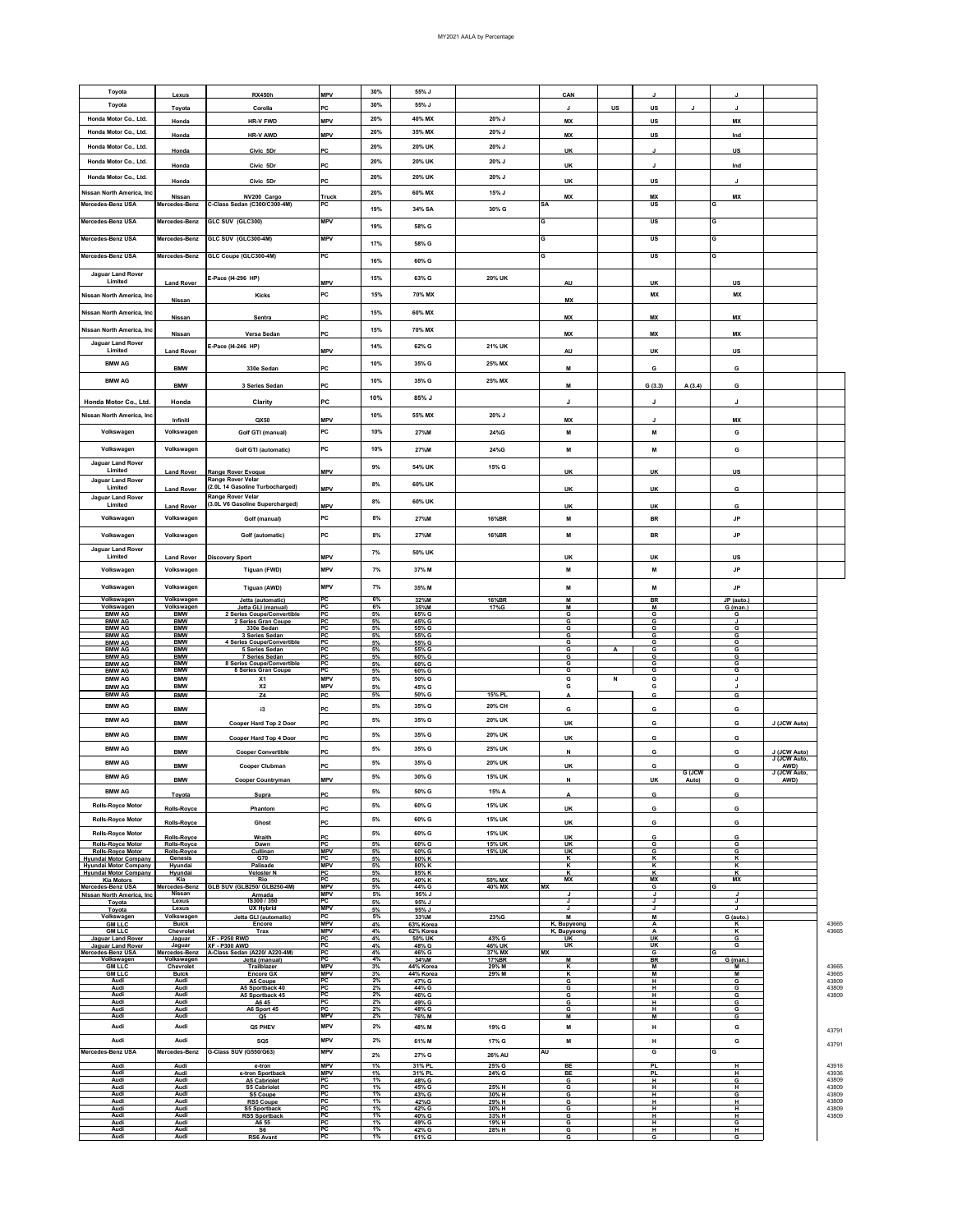| | | | | | | | | | | | | | |
|---|---|---|---|---|---|---|---|---|---|---|---|---|---|
| Toyota | Lexus | RX450h | MPV | 30% | 55% J | | CAN | | J | | J | | |
| Toyota | Toyota | Corolla | PC | 30% | 55% J | | J | US | US | J | J | | |
| Honda Motor Co., Ltd. | Honda | HR-V FWD | MPV | 20% | 40% MX | 20% J | MX | | US | | MX | | |
| Honda Motor Co., Ltd. | Honda | HR-V AWD | MPV | 20% | 35% MX | 20% J | MX | | US | | Ind | | |
| Honda Motor Co., Ltd. | Honda | Civic 5Dr | PC | 20% | 20% UK | 20% J | UK | | J | | US | | |
| Honda Motor Co., Ltd. | Honda | Civic 5Dr | PC | 20% | 20% UK | 20% J | UK | | J | | Ind | | |
| Honda Motor Co., Ltd. | Honda | Civic 5Dr | PC | 20% | 20% UK | 20% J | UK | | US | | J | | |
| Nissan North America, Inc | Nissan | NV200 Cargo | Truck | 20% | 60% MX | 15% J | MX | | MX | | MX | | |
| Mercedes-Benz USA | Mercedes-Benz | C-Class Sedan (C300/C300-4M) | PC | 19% | 34% SA | 30% G | SA | | US | | G | | |
| Mercedes-Benz USA | Mercedes-Benz | GLC SUV (GLC300) | MPV | 19% | 58% G | | G | | US | | G | | |
| Mercedes-Benz USA | Mercedes-Benz | GLC SUV (GLC300-4M) | MPV | 17% | 58% G | | G | | US | | G | | |
| Mercedes-Benz USA | Mercedes-Benz | GLC Coupe (GLC300-4M) | PC | 16% | 60% G | | G | | US | | G | | |
| Jaguar Land Rover Limited | Land Rover | E-Pace (I4-296 HP) | MPV | 15% | 63% G | 20% UK | AU | | UK | | US | | |
| Nissan North America, Inc | Nissan | Kicks | PC | 15% | 70% MX | | MX | | MX | | MX | | |
| Nissan North America, Inc | Nissan | Sentra | PC | 15% | 60% MX | | MX | | MX | | MX | | |
| Nissan North America, Inc | Nissan | Versa Sedan | PC | 15% | 70% MX | | MX | | MX | | MX | | |
| Jaguar Land Rover Limited | Land Rover | E-Pace (I4-246 HP) | MPV | 14% | 62% G | 21% UK | AU | | UK | | US | | |
| BMW AG | BMW | 330e Sedan | PC | 10% | 35% G | 25% MX | M | | G | | G | | |
| BMW AG | BMW | 3 Series Sedan | PC | 10% | 35% G | 25% MX | M | | G (3.3) | A (3.4) | G | | |
| Honda Motor Co., Ltd. | Honda | Clarity | PC | 10% | 85% J | | J | | J | | J | | |
| Nissan North America, Inc | Infiniti | QX50 | MPV | 10% | 55% MX | 20% J | MX | | J | | MX | | |
| Volkswagen | Volkswagen | Golf GTI (manual) | PC | 10% | 27%M | 24%G | M | | M | | G | | |
| Volkswagen | Volkswagen | Golf GTI (automatic) | PC | 10% | 27%M | 24%G | M | | M | | G | | |
| Jaguar Land Rover Limited | Land Rover | Range Rover Evoque | MPV | 9% | 54% UK | 15% G | UK | | UK | | US | | |
| Jaguar Land Rover Limited | Land Rover | Range Rover Velar (2.0L I4 Gasoline Turbocharged) | MPV | 8% | 60% UK | | UK | | UK | | G | | |
| Jaguar Land Rover Limited | Land Rover | Range Rover Velar (3.0L V6 Gasoline Supercharged) | MPV | 8% | 60% UK | | UK | | UK | | G | | |
| Volkswagen | Volkswagen | Golf (manual) | PC | 8% | 27%M | 16%BR | M | | BR | | JP | | |
| Volkswagen | Volkswagen | Golf (automatic) | PC | 8% | 27%M | 16%BR | M | | BR | | JP | | |
| Jaguar Land Rover Limited | Land Rover | Discovery Sport | MPV | 7% | 50% UK | | UK | | UK | | US | | |
| Volkswagen | Volkswagen | Tiguan (FWD) | MPV | 7% | 37% M | | M | | M | | JP | | |
| Volkswagen | Volkswagen | Tiguan (AWD) | MPV | 7% | 35% M | | M | | M | | JP | | |
| Volkswagen | Volkswagen | Jetta (automatic) | PC | 6% | 32%M | 16%BR | M | | BR | | JP (auto.) | | |
| Volkswagen | Volkswagen | Jetta GLI (manual) | PC | 6% | 35%M | 17%G | M | | M | | G (man.) | | |
| BMW AG | BMW | 2 Series Coupe/Convertible | PC | 5% | 65% G | | G | | G | | G | | |
| BMW AG | BMW | 2 Series Gran Coupe | PC | 5% | 45% G | | G | | G | | J | | |
| BMW AG | BMW | 330e Sedan | PC | 5% | 55% G | | G | | G | | G | | |
| BMW AG | BMW | 3 Series Sedan | PC | 5% | 55% G | | G | | G | | G | | |
| BMW AG | BMW | 4 Series Coupe/Convertible | PC | 5% | 55% G | | G | | G | | G | | |
| BMW AG | BMW | 5 Series Sedan | PC | 5% | 55% G | | G | A | G | | G | | |
| BMW AG | BMW | 7 Series Sedan | PC | 5% | 60% G | | G | | G | | G | | |
| BMW AG | BMW | 8 Series Coupe/Convertible | PC | 5% | 60% G | | G | | G | | G | | |
| BMW AG | BMW | 8 Series Gran Coupe | PC | 5% | 60% G | | G | | G | | G | | |
| BMW AG | BMW | X1 | MPV | 5% | 50% G | | G | N | G | | J | | |
| BMW AG | BMW | X2 | MPV | 5% | 45% G | | G | | G | | J | | |
| BMW AG | BMW | Z4 | PC | 5% | 50% G | 15% PL | A | | G | | G | | |
| BMW AG | BMW | i3 | PC | 5% | 35% G | 20% CH | G | | G | | G | | |
| BMW AG | BMW | Cooper Hard Top 2 Door | PC | 5% | 35% G | 20% UK | UK | | G | | G | J (JCW Auto) | |
| BMW AG | BMW | Cooper Hard Top 4 Door | PC | 5% | 35% G | 20% UK | UK | | G | | G | | |
| BMW AG | BMW | Cooper Convertible | PC | 5% | 35% G | 25% UK | N | | G | | G | J (JCW Auto) | |
| BMW AG | BMW | Cooper Clubman | PC | 5% | 35% G | 20% UK | UK | | G | | G | J (JCW Auto, AWD) | |
| BMW AG | BMW | Cooper Countryman | MPV | 5% | 30% G | 15% UK | N | | UK | G (JCW Auto) | G | J (JCW Auto, AWD) | |
| BMW AG | Toyota | Supra | PC | 5% | 50% G | 15% A | A | | G | | G | | |
| Rolls-Royce Motor | Rolls-Royce | Phantom | PC | 5% | 60% G | 15% UK | UK | | G | | G | | |
| Rolls-Royce Motor | Rolls-Royce | Ghost | PC | 5% | 60% G | 15% UK | UK | | G | | G | | |
| Rolls-Royce Motor | Rolls-Royce | Wraith | PC | 5% | 60% G | 15% UK | UK | | G | | G | | |
| Rolls-Royce Motor | Rolls-Royce | Dawn | PC | 5% | 60% G | 15% UK | UK | | G | | G | | |
| Rolls-Royce Motor | Rolls-Royce | Cullinan | MPV | 5% | 60% G | 15% UK | UK | | G | | G | | |
| Hyundai Motor Company | Genesis | G70 | PC | 5% | 80% K | | K | | K | | K | | |
| Hyundai Motor Company | Hyundai | Palisade | MPV | 5% | 80% K | | K | | K | | K | | |
| Hyundai Motor Company | Hyundai | Veloster N | PC | 5% | 85% K | | K | | K | | K | | |
| Kia Motors | Kia | Rio | PC | 5% | 40% K | 50% MX | MX | | MX | | MX | | |
| Mercedes-Benz USA | Mercedes-Benz | GLB SUV (GLB250/ GLB250-4M) | MPV | 5% | 44% G | 40% MX | MX | | G | | G | | |
| Nissan North America, Inc | Nissan | Armada | MPV | 5% | 95% J | | J | | J | | J | | |
| Toyota | Lexus | IS300 / 350 | PC | 5% | 95% J | | J | | J | | J | | |
| Toyota | Lexus | UX Hybrid | MPV | 5% | 95% J | | J | | J | | J | | |
| Volkswagen | Volkswagen | Jetta GLI (automatic) | PC | 5% | 33%M | 23%G | M | | M | | G (auto.) | | |
| GM LLC | Buick | Encore | MPV | 4% | 63% Korea | | K, Bupyeong | | A | | K | | 43665 |
| GM LLC | Chevrolet | Trax | MPV | 4% | 62% Korea | | K, Bupyeong | | A | | K | | 43665 |
| Jaguar Land Rover | Jaguar | XF - P250 RWD | PC | 4% | 50% UK | 43% G | UK | | UK | | G | | |
| Jaguar Land Rover | Jaguar | XF - P300 AWD | PC | 4% | 48% G | 46% UK | UK | | UK | | G | | |
| Mercedes-Benz USA | Mercedes-Benz | A-Class Sedan (A220/ A220-4M) | PC | 4% | 46% G | 37% MX | MX | | G | | G | | |
| Volkswagen | Volkswagen | Jetta (manual) | PC | 4% | 34%M | 17%BR | M | | BR | | G (man.) | | |
| GM LLC | Chevrolet | Trailblazer | MPV | 3% | 44% Korea | 29% M | K | | M | | M | | 43665 |
| GM LLC | Buick | Encore GX | MPV | 3% | 44% Korea | 29% M | K | | M | | M | | 43665 |
| Audi | Audi | A5 Coupe | PC | 2% | 47% G | | G | | H | | G | | 43809 |
| Audi | Audi | A5 Sportback 40 | PC | 2% | 44% G | | G | | H | | G | | 43809 |
| Audi | Audi | A5 Sportback 45 | PC | 2% | 46% G | | G | | H | | G | | 43809 |
| Audi | Audi | A6 45 | PC | 2% | 49% G | | G | | H | | G | | |
| Audi | Audi | A6 Sport 45 | PC | 2% | 48% G | | G | | H | | G | | |
| Audi | Audi | Q5 | MPV | 2% | 76% M | | M | | M | | G | | |
| Audi | Audi | Q5 PHEV | MPV | 2% | 48% M | 19% G | M | | H | | G | | 43791 |
| Audi | Audi | SQ5 | MPV | 2% | 61% M | 17% G | M | | H | | G | | 43791 |
| Mercedes-Benz USA | Mercedes-Benz | G-Class SUV (G550/G63) | MPV | 2% | 27% G | 26% AU | AU | | G | | G | | |
| Audi | Audi | e-tron | MPV | 1% | 31% PL | 25% G | BE | | PL | | H | | 43916 |
| Audi | Audi | e-tron Sportback | MPV | 1% | 31% PL | 24% G | BE | | PL | | H | | 43936 |
| Audi | Audi | A5 Cabriolet | PC | 1% | 48% G | | G | | H | | G | | 43809 |
| Audi | Audi | S5 Cabriolet | PC | 1% | 45% G | 25% H | G | | H | | H | | 43809 |
| Audi | Audi | S5 Coupe | PC | 1% | 43% G | 30% H | G | | H | | G | | 43809 |
| Audi | Audi | RS5 Coupe | PC | 1% | 42%G | 29% H | G | | H | | H | | 43809 |
| Audi | Audi | S5 Sportback | PC | 1% | 42% G | 30% H | G | | H | | H | | 43809 |
| Audi | Audi | RS5 Sportback | PC | 1% | 40% G | 33% H | G | | H | | H | | 43809 |
| Audi | Audi | A6 55 | PC | 1% | 49% G | 19% H | G | | H | | G | | |
| Audi | Audi | S6 | PC | 1% | 42% G | 28% H | G | | H | | H | | |
| Audi | Audi | RS6 Avant | PC | 1% | 61% G | | G | | G | | G | | |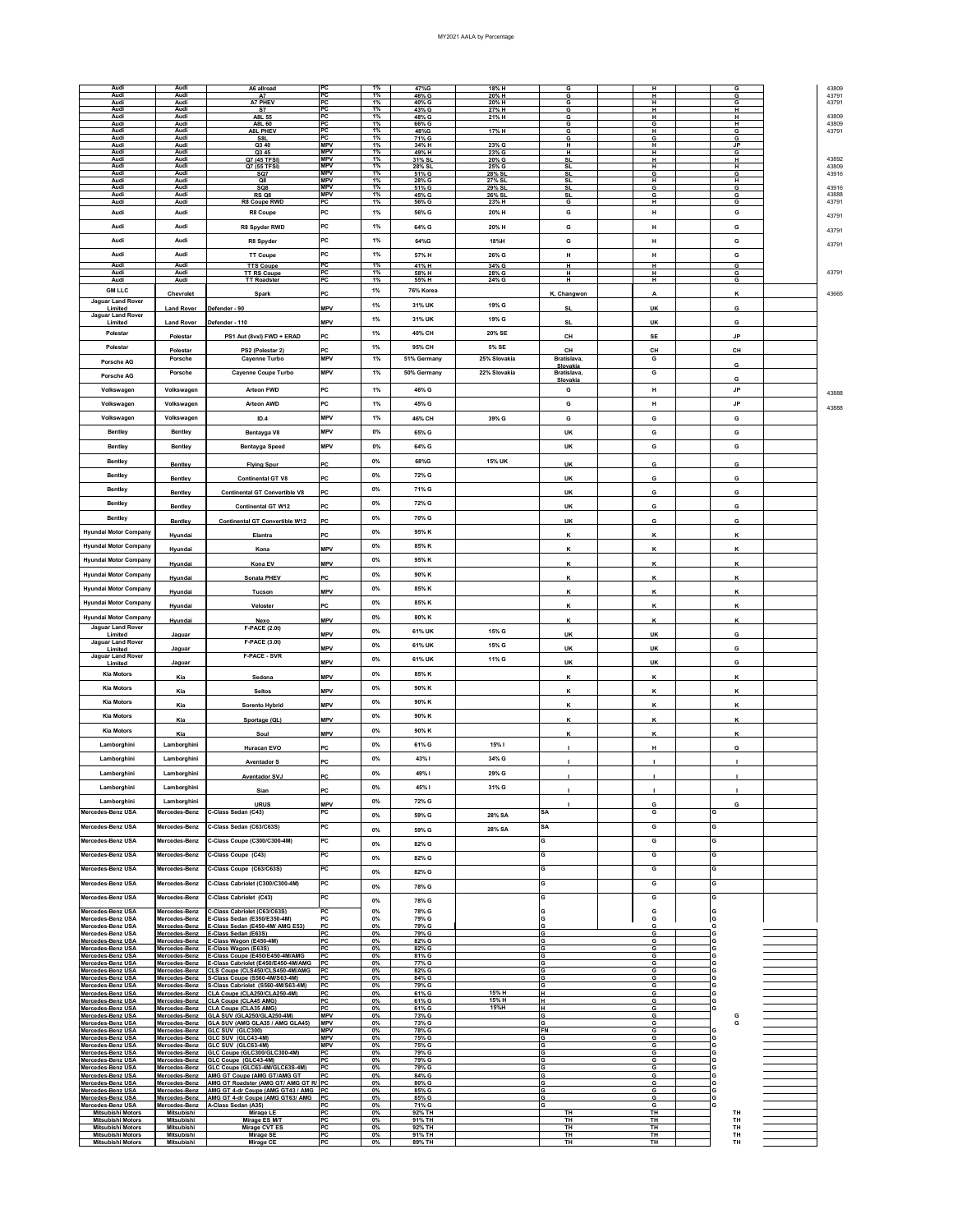| | | | | | | | | | | |
|---|---|---|---|---|---|---|---|---|---|---|
| Audi | Audi | A6 allroad | PC | 1% | 47%G | 18% H | G | H | G | 43809 |
| Audi | Audi | A7 | PC | 1% | 46% G | 20% H | G | H | G | 43791 |
| Audi | Audi | A7 PHEV | PC | 1% | 40% G | 20% H | G | H | G | 43791 |
| Audi | Audi | S7 | PC | 1% | 43% G | 27% H | G | H | H | |
| Audi | Audi | A8L 55 | PC | 1% | 48% G | 21% H | G | H | H | 43809 |
| Audi | Audi | A8L 60 | PC | 1% | 66% G | | G | H | H | 43809 |
| Audi | Audi | A8L PHEV | PC | 1% | 48%G | 17% H | G | H | G | 43791 |
| Audi | Audi | S8L | PC | 1% | 71% G | | G | G | G | |
| Audi | Audi | Q3 40 | MPV | 1% | 34% H | 23% G | H | H | JP | |
| Audi | Audi | Q3 45 | MPV | 1% | 49% H | 23% G | H | H | G | |
| Audi | Audi | Q7 (45 TFSI) | MPV | 1% | 31% SL | 20% G | SL | H | H | 43892 |
| Audi | Audi | Q7 (55 TFSI) | MPV | 1% | 28% SL | 25% G | SL | H | H | 43809 |
| Audi | Audi | SQ7 | MPV | 1% | 51% G | 28% SL | SL | G | G | 43916 |
| Audi | Audi | Q8 | MPV | 1% | 28% G | 27% SL | SL | H | H | |
| Audi | Audi | SQ8 | MPV | 1% | 51% G | 29% SL | SL | G | G | 43916 |
| Audi | Audi | RS Q8 | MPV | 1% | 45% G | 26% SL | SL | G | G | 43888 |
| Audi | Audi | R8 Coupe RWD | PC | 1% | 56% G | 23% H | G | H | G | 43791 |
| Audi | Audi | R8 Coupe | PC | 1% | 56% G | 20% H | G | H | G | 43791 |
| Audi | Audi | R8 Spyder RWD | PC | 1% | 64% G | 20% H | G | H | G | 43791 |
| Audi | Audi | R8 Spyder | PC | 1% | 64%G | 18%H | G | H | G | 43791 |
| Audi | Audi | TT Coupe | PC | 1% | 57% H | 26% G | H | H | G | |
| Audi | Audi | TTS Coupe | PC | 1% | 41% H | 34% G | H | H | G | |
| Audi | Audi | TT RS Coupe | PC | 1% | 58% H | 28% G | H | H | G | 43791 |
| Audi | Audi | TT Roadster | PC | 1% | 55% H | 24% G | H | H | G | |
| GM LLC | Chevrolet | Spark | PC | 1% | 76% Korea | | K, Changwon | A | K | 43665 |
| Jaguar Land Rover Limited | Land Rover | Defender - 90 | MPV | 1% | 31% UK | 19% G | SL | UK | G | |
| Jaguar Land Rover Limited | Land Rover | Defender - 110 | MPV | 1% | 31% UK | 19% G | SL | UK | G | |
| Polestar | Polestar | PS1 Aut (8vxl) FWD + ERAD | PC | 1% | 40% CH | 20% SE | CH | SE | JP | |
| Polestar | Polestar | PS2 (Polestar 2) | PC | 1% | 95% CH | 5% SE | CH | CH | CH | |
| Porsche AG | Porsche | Cayenne Turbo | MPV | 1% | 51% Germany | 25% Slovakia | Bratislava, Slovakia | G | G | |
| Porsche AG | Porsche | Cayenne Coupe Turbo | MPV | 1% | 50% Germany | 22% Slovakia | Bratislava, Slovakia | G | G | |
| Volkswagen | Volkswagen | Arteon FWD | PC | 1% | 46% G | | G | H | JP | 43888 |
| Volkswagen | Volkswagen | Arteon AWD | PC | 1% | 45% G | | G | H | JP | 43888 |
| Volkswagen | Volkswagen | ID.4 | MPV | 1% | 46% CH | 39% G | G | G | G | |
| Bentley | Bentley | Bentayga V8 | MPV | 0% | 65% G | | UK | G | G | |
| Bentley | Bentley | Bentayga Speed | MPV | 0% | 64% G | | UK | G | G | |
| Bentley | Bentley | Flying Spur | PC | 0% | 68%G | 15% UK | UK | G | G | |
| Bentley | Bentley | Continental GT V8 | PC | 0% | 72% G | | UK | G | G | |
| Bentley | Bentley | Continental GT Convertible V8 | PC | 0% | 71% G | | UK | G | G | |
| Bentley | Bentley | Continental GT W12 | PC | 0% | 72% G | | UK | G | G | |
| Bentley | Bentley | Continental GT Convertible W12 | PC | 0% | 70% G | | UK | G | G | |
| Hyundai Motor Company | Hyundai | Elantra | PC | 0% | 95% K | | K | K | K | |
| Hyundai Motor Company | Hyundai | Kona | MPV | 0% | 85% K | | K | K | K | |
| Hyundai Motor Company | Hyundai | Kona EV | MPV | 0% | 95% K | | K | K | K | |
| Hyundai Motor Company | Hyundai | Sonata PHEV | PC | 0% | 90% K | | K | K | K | |
| Hyundai Motor Company | Hyundai | Tucson | MPV | 0% | 85% K | | K | K | K | |
| Hyundai Motor Company | Hyundai | Veloster | PC | 0% | 85% K | | K | K | K | |
| Hyundai Motor Company | Hyundai | Nexo | MPV | 0% | 80% K | | K | K | K | |
| Jaguar Land Rover Limited | Jaguar | F-PACE (2.0t) | MPV | 0% | 61% UK | 15% G | UK | UK | G | |
| Jaguar Land Rover Limited | Jaguar | F-PACE (3.0t) | MPV | 0% | 61% UK | 15% G | UK | UK | G | |
| Jaguar Land Rover Limited | Jaguar | F-PACE - SVR | MPV | 0% | 61% UK | 11% G | UK | UK | G | |
| Kia Motors | Kia | Sedona | MPV | 0% | 85% K | | K | K | K | |
| Kia Motors | Kia | Seltos | MPV | 0% | 90% K | | K | K | K | |
| Kia Motors | Kia | Sorento Hybrid | MPV | 0% | 90% K | | K | K | K | |
| Kia Motors | Kia | Sportage (QL) | MPV | 0% | 90% K | | K | K | K | |
| Kia Motors | Kia | Soul | MPV | 0% | 90% K | | K | K | K | |
| Lamborghini | Lamborghini | Huracan EVO | PC | 0% | 61% G | 15% I | I | H | G | |
| Lamborghini | Lamborghini | Aventador S | PC | 0% | 43% I | 34% G | I | I | I | |
| Lamborghini | Lamborghini | Aventador SVJ | PC | 0% | 49% I | 29% G | I | I | I | |
| Lamborghini | Lamborghini | Sian | PC | 0% | 45% I | 31% G | I | I | I | |
| Lamborghini | Lamborghini | URUS | MPV | 0% | 72% G | | I | G | G | |
| Mercedes-Benz USA | Mercedes-Benz | C-Class Sedan (C43) | PC | 0% | 59% G | 28% SA | SA | G | G | |
| Mercedes-Benz USA | Mercedes-Benz | C-Class Sedan (C63/C63S) | PC | 0% | 59% G | 28% SA | SA | G | G | |
| Mercedes-Benz USA | Mercedes-Benz | C-Class Coupe (C300/C300-4M) | PC | 0% | 82% G | | G | G | G | |
| Mercedes-Benz USA | Mercedes-Benz | C-Class Coupe (C43) | PC | 0% | 82% G | | G | G | G | |
| Mercedes-Benz USA | Mercedes-Benz | C-Class Coupe (C63/C63S) | PC | 0% | 82% G | | G | G | G | |
| Mercedes-Benz USA | Mercedes-Benz | C-Class Cabriolet (C300/C300-4M) | PC | 0% | 78% G | | G | G | G | |
| Mercedes-Benz USA | Mercedes-Benz | C-Class Cabriolet (C43) | PC | 0% | 78% G | | G | G | G | |
| Mercedes-Benz USA | Mercedes-Benz | C-Class Cabriolet (C63/C63S) | PC | 0% | 78% G | | G | G | G | |
| Mercedes-Benz USA | Mercedes-Benz | E-Class Sedan (E350/E350-4M) | PC | 0% | 79% G | | G | G | G | |
| Mercedes-Benz USA | Mercedes-Benz | E-Class Sedan (E450-4M/ AMG E53) | PC | 0% | 79% G | | G | G | G | |
| Mercedes-Benz USA | Mercedes-Benz | E-Class Sedan (E63S) | PC | 0% | 79% G | | G | G | G | |
| Mercedes-Benz USA | Mercedes-Benz | E-Class Wagon (E450-4M) | PC | 0% | 82% G | | G | G | G | |
| Mercedes-Benz USA | Mercedes-Benz | E-Class Wagon (E63S) | PC | 0% | 82% G | | G | G | G | |
| Mercedes-Benz USA | Mercedes-Benz | E-Class Coupe (E450/E450-4M/AMG | PC | 0% | 81% G | | G | G | G | |
| Mercedes-Benz USA | Mercedes-Benz | E-Class Cabriolet (E450/E450-4M/AMG | PC | 0% | 77% G | | G | G | G | |
| Mercedes-Benz USA | Mercedes-Benz | CLS Coupe (CLS450/CLS450-4M/AMG | PC | 0% | 82% G | | G | G | G | |
| Mercedes-Benz USA | Mercedes-Benz | S-Class Coupe (S560-4M/S63-4M) | PC | 0% | 84% G | | G | G | G | |
| Mercedes-Benz USA | Mercedes-Benz | S-Class Cabriolet (S560-4M/S63-4M) | PC | 0% | 79% G | | G | G | G | |
| Mercedes-Benz USA | Mercedes-Benz | CLA Coupe (CLA250/CLA250-4M) | PC | 0% | 61% G | 15% H | H | G | G | |
| Mercedes-Benz USA | Mercedes-Benz | CLA Coupe (CLA45 AMG) | PC | 0% | 61% G | 15% H | H | G | G | |
| Mercedes-Benz USA | Mercedes-Benz | CLA Coupe (CLA35 AMG) | PC | 0% | 61% G | 15%H | H | G | G | |
| Mercedes-Benz USA | Mercedes-Benz | GLA SUV (GLA250/GLA250-4M) | MPV | 0% | 73% G | | G | G | G | |
| Mercedes-Benz USA | Mercedes-Benz | GLA SUV (AMG GLA35 / AMG GLA45) | MPV | 0% | 73% G | | G | G | G | |
| Mercedes-Benz USA | Mercedes-Benz | GLC SUV (GLC300) | MPV | 0% | 78% G | | FN | G | G | |
| Mercedes-Benz USA | Mercedes-Benz | GLC SUV (GLC43-4M) | MPV | 0% | 75% G | | G | G | G | |
| Mercedes-Benz USA | Mercedes-Benz | GLC SUV (GLC63-4M) | MPV | 0% | 75% G | | G | G | G | |
| Mercedes-Benz USA | Mercedes-Benz | GLC Coupe (GLC300/GLC300-4M) | PC | 0% | 79% G | | G | G | G | |
| Mercedes-Benz USA | Mercedes-Benz | GLC Coupe (GLC43-4M) | PC | 0% | 79% G | | G | G | G | |
| Mercedes-Benz USA | Mercedes-Benz | GLC Coupe (GLC63-4M/GLC63S-4M) | PC | 0% | 79% G | | G | G | G | |
| Mercedes-Benz USA | Mercedes-Benz | AMG GT Coupe (AMG GT/AMG GT | PC | 0% | 84% G | | G | G | G | |
| Mercedes-Benz USA | Mercedes-Benz | AMG GT Roadster (AMG GT/ AMG GT R/ | PC | 0% | 80% G | | G | G | G | |
| Mercedes-Benz USA | Mercedes-Benz | AMG GT 4-dr Coupe (AMG GT43 / AMG | PC | 0% | 85% G | | G | G | G | |
| Mercedes-Benz USA | Mercedes-Benz | AMG GT 4-dr Coupe (AMG GT63/ AMG | PC | 0% | 85% G | | G | G | G | |
| Mercedes-Benz USA | Mercedes-Benz | A-Class Sedan (A35) | PC | 0% | 71% G | | G | G | G | |
| Mitsubishi Motors | Mitsubishi | Mirage LE | PC | 0% | 92% TH | | TH | TH | TH | |
| Mitsubishi Motors | Mitsubishi | Mirage ES M/T | PC | 0% | 91% TH | | TH | TH | TH | |
| Mitsubishi Motors | Mitsubishi | Mirage CVT ES | PC | 0% | 92% TH | | TH | TH | TH | |
| Mitsubishi Motors | Mitsubishi | Mirage SE | PC | 0% | 91% TH | | TH | TH | TH | |
| Mitsubishi Motors | Mitsubishi | Mirage CE | PC | 0% | 89% TH | | TH | TH | TH | |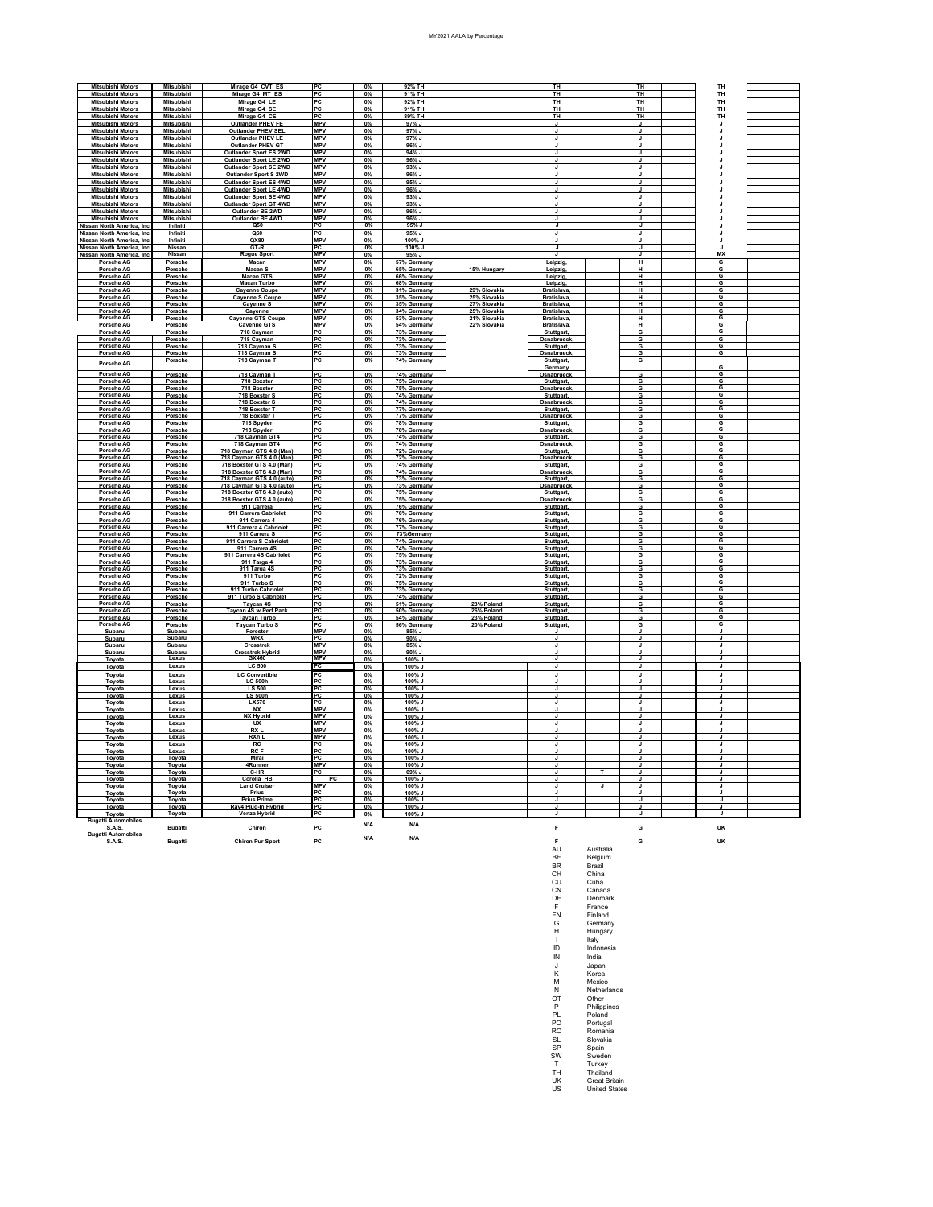| | | | | | | | | | | |
|---|---|---|---|---|---|---|---|---|---|---|
| Mitsubishi Motors | Mitsubishi | Mirage G4 CVT ES | PC | 0% | 92% TH | | TH | | TH | TH |
| Mitsubishi Motors | Mitsubishi | Mirage G4 MT ES | PC | 0% | 91% TH | | TH | | TH | TH |
| Mitsubishi Motors | Mitsubishi | Mirage G4 LE | PC | 0% | 92% TH | | TH | | TH | TH |
| Mitsubishi Motors | Mitsubishi | Mirage G4 SE | PC | 0% | 91% TH | | TH | | TH | TH |
| Mitsubishi Motors | Mitsubishi | Mirage G4 CE | PC | 0% | 89% TH | | TH | | TH | TH |
| Mitsubishi Motors | Mitsubishi | Outlander PHEV FE | MPV | 0% | 97% J | | J | | J | J |
| Mitsubishi Motors | Mitsubishi | Outlander PHEV SEL | MPV | 0% | 97% J | | J | | J | J |
| Mitsubishi Motors | Mitsubishi | Outlander PHEV LE | MPV | 0% | 97% J | | J | | J | J |
| Mitsubishi Motors | Mitsubishi | Outlander PHEV GT | MPV | 0% | 96% J | | J | | J | J |
| Mitsubishi Motors | Mitsubishi | Outlander Sport ES 2WD | MPV | 0% | 94% J | | J | | J | J |
| Mitsubishi Motors | Mitsubishi | Outlander Sport LE 2WD | MPV | 0% | 96% J | | J | | J | J |
| Mitsubishi Motors | Mitsubishi | Outlander Sport SE 2WD | MPV | 0% | 93% J | | J | | J | J |
| Mitsubishi Motors | Mitsubishi | Outlander Sport S 2WD | MPV | 0% | 96% J | | J | | J | J |
| Mitsubishi Motors | Mitsubishi | Outlander Sport ES 4WD | MPV | 0% | 95% J | | J | | J | J |
| Mitsubishi Motors | Mitsubishi | Outlander Sport LE 4WD | MPV | 0% | 96% J | | J | | J | J |
| Mitsubishi Motors | Mitsubishi | Outlander Sport SE 4WD | MPV | 0% | 93% J | | J | | J | J |
| Mitsubishi Motors | Mitsubishi | Outlander Sport GT 4WD | MPV | 0% | 93% J | | J | | J | J |
| Mitsubishi Motors | Mitsubishi | Outlander BE 2WD | MPV | 0% | 96% J | | J | | J | J |
| Mitsubishi Motors | Mitsubishi | Outlander BE 4WD | MPV | 0% | 96% J | | J | | J | J |
| Nissan North America, Inc | Infiniti | Q50 | PC | 0% | 95% J | | J | | J | J |
| Nissan North America, Inc | Infiniti | Q60 | PC | 0% | 95% J | | J | | J | J |
| Nissan North America, Inc | Infiniti | QX80 | MPV | 0% | 100% J | | J | | J | J |
| Nissan North America, Inc | Nissan | GT-R | PC | 0% | 100% J | | J | | J | J |
| Nissan North America, Inc | Nissan | Rogue Sport | MPV | 0% | 95% J | | J | | J | MX |
| Porsche AG | Porsche | Macan | MPV | 0% | 57% Germany | | Leipzig, | | H | G |
| Porsche AG | Porsche | Macan S | MPV | 0% | 65% Germany | 15% Hungary | Leipzig, | | H | G |
| Porsche AG | Porsche | Macan GTS | MPV | 0% | 66% Germany | | Leipzig, | | H | G |
| Porsche AG | Porsche | Macan Turbo | MPV | 0% | 68% Germany | | Leipzig, | | H | G |
| Porsche AG | Porsche | Cayenne Coupe | MPV | 0% | 31% Germany | 29% Slovakia | Bratislava, | | H | G |
| Porsche AG | Porsche | Cayenne S Coupe | MPV | 0% | 35% Germany | 25% Slovakia | Bratislava, | | H | G |
| Porsche AG | Porsche | Cayenne S | MPV | 0% | 35% Germany | 27% Slovakia | Bratislava, | | H | G |
| Porsche AG | Porsche | Cayenne | MPV | 0% | 34% Germany | 25% Slovakia | Bratislava, | | H | G |
| Porsche AG | Porsche | Cayenne GTS Coupe | MPV | 0% | 53% Germany | 21% Slovakia | Bratislava, | | H | G |
| Porsche AG | Porsche | Cayenne GTS | MPV | 0% | 54% Germany | 22% Slovakia | Bratislava, | | H | G |
| Porsche AG | Porsche | 718 Cayman | PC | 0% | 73% Germany | | Stuttgart, | | G | G |
| Porsche AG | Porsche | 718 Cayman | PC | 0% | 73% Germany | | Osnabrueck, | | G | G |
| Porsche AG | Porsche | 718 Cayman S | PC | 0% | 73% Germany | | Stuttgart, | | G | G |
| Porsche AG | Porsche | 718 Cayman S | PC | 0% | 73% Germany | | Osnabrueck, | | G | G |
| Porsche AG | Porsche | 718 Cayman T | PC | 0% | 74% Germany | | Stuttgart, Germany | | G | G |
| Porsche AG | Porsche | 718 Cayman T | PC | 0% | 74% Germany | | Osnabrueck, | | G | G |
| Porsche AG | Porsche | 718 Boxster | PC | 0% | 75% Germany | | Stuttgart, | | G | G |
| Porsche AG | Porsche | 718 Boxster | PC | 0% | 75% Germany | | Osnabrueck, | | G | G |
| Porsche AG | Porsche | 718 Boxster S | PC | 0% | 74% Germany | | Stuttgart, | | G | G |
| Porsche AG | Porsche | 718 Boxster S | PC | 0% | 74% Germany | | Osnabrueck, | | G | G |
| Porsche AG | Porsche | 718 Boxster T | PC | 0% | 77% Germany | | Stuttgart, | | G | G |
| Porsche AG | Porsche | 718 Boxster T | PC | 0% | 77% Germany | | Osnabrueck, | | G | G |
| Porsche AG | Porsche | 718 Spyder | PC | 0% | 78% Germany | | Stuttgart, | | G | G |
| Porsche AG | Porsche | 718 Spyder | PC | 0% | 78% Germany | | Osnabrueck, | | G | G |
| Porsche AG | Porsche | 718 Cayman GT4 | PC | 0% | 74% Germany | | Stuttgart, | | G | G |
| Porsche AG | Porsche | 718 Cayman GT4 | PC | 0% | 74% Germany | | Osnabrueck, | | G | G |
| Porsche AG | Porsche | 718 Cayman GTS 4.0 (Man) | PC | 0% | 72% Germany | | Stuttgart, | | G | G |
| Porsche AG | Porsche | 718 Cayman GTS 4.0 (Man) | PC | 0% | 72% Germany | | Osnabrueck, | | G | G |
| Porsche AG | Porsche | 718 Boxster GTS 4.0 (Man) | PC | 0% | 74% Germany | | Stuttgart, | | G | G |
| Porsche AG | Porsche | 718 Boxster GTS 4.0 (Man) | PC | 0% | 74% Germany | | Osnabrueck, | | G | G |
| Porsche AG | Porsche | 718 Cayman GTS 4.0 (auto) | PC | 0% | 73% Germany | | Stuttgart, | | G | G |
| Porsche AG | Porsche | 718 Cayman GTS 4.0 (auto) | PC | 0% | 73% Germany | | Osnabrueck, | | G | G |
| Porsche AG | Porsche | 718 Boxster GTS 4.0 (auto) | PC | 0% | 75% Germany | | Stuttgart, | | G | G |
| Porsche AG | Porsche | 718 Boxster GTS 4.0 (auto) | PC | 0% | 75% Germany | | Osnabrueck, | | G | G |
| Porsche AG | Porsche | 911 Carrera | PC | 0% | 76% Germany | | Stuttgart, | | G | G |
| Porsche AG | Porsche | 911 Carrera Cabriolet | PC | 0% | 76% Germany | | Stuttgart, | | G | G |
| Porsche AG | Porsche | 911 Carrera 4 | PC | 0% | 76% Germany | | Stuttgart, | | G | G |
| Porsche AG | Porsche | 911 Carrera 4 Cabriolet | PC | 0% | 77% Germany | | Stuttgart, | | G | G |
| Porsche AG | Porsche | 911 Carrera S | PC | 0% | 73%Germany | | Stuttgart, | | G | G |
| Porsche AG | Porsche | 911 Carrera S Cabriolet | PC | 0% | 74% Germany | | Stuttgart, | | G | G |
| Porsche AG | Porsche | 911 Carrera 4S | PC | 0% | 74% Germany | | Stuttgart, | | G | G |
| Porsche AG | Porsche | 911 Carrera 4S Cabriolet | PC | 0% | 75% Germany | | Stuttgart, | | G | G |
| Porsche AG | Porsche | 911 Targa 4 | PC | 0% | 73% Germany | | Stuttgart, | | G | G |
| Porsche AG | Porsche | 911 Targa 4S | PC | 0% | 73% Germany | | Stuttgart, | | G | G |
| Porsche AG | Porsche | 911 Turbo | PC | 0% | 72% Germany | | Stuttgart, | | G | G |
| Porsche AG | Porsche | 911 Turbo S | PC | 0% | 75% Germany | | Stuttgart, | | G | G |
| Porsche AG | Porsche | 911 Turbo Cabriolet | PC | 0% | 73% Germany | | Stuttgart, | | G | G |
| Porsche AG | Porsche | 911 Turbo S Cabriolet | PC | 0% | 74% Germany | | Stuttgart, | | G | G |
| Porsche AG | Porsche | Taycan 4S | PC | 0% | 51% Germany | 23% Poland | Stuttgart, | | G | G |
| Porsche AG | Porsche | Taycan 4S w Perf Pack | PC | 0% | 50% Germany | 26% Poland | Stuttgart, | | G | G |
| Porsche AG | Porsche | Taycan Turbo | PC | 0% | 54% Germany | 23% Poland | Stuttgart, | | G | G |
| Porsche AG | Porsche | Taycan Turbo S | PC | 0% | 56% Germany | 20% Poland | Stuttgart, | | G | G |
| Subaru | Subaru | Forester | MPV | 0% | 85% J | | J | | J | J |
| Subaru | Subaru | WRX | PC | 0% | 90% J | | J | | J | J |
| Subaru | Subaru | Crosstrek | MPV | 0% | 85% J | | J | | J | J |
| Subaru | Subaru | Crosstrek Hybrid | MPV | 0% | 90% J | | J | | J | J |
| Toyota | Lexus | GX460 | MPV | 0% | 100% J | | J | | J | J |
| Toyota | Lexus | LC 500 | PC | 0% | 100% J | | J | | J | J |
| Toyota | Lexus | LC Convertible | PC | 0% | 100% J | | J | | J | J |
| Toyota | Lexus | LC 500h | PC | 0% | 100% J | | J | | J | J |
| Toyota | Lexus | LS 500 | PC | 0% | 100% J | | J | | J | J |
| Toyota | Lexus | LS 500h | PC | 0% | 100% J | | J | | J | J |
| Toyota | Lexus | LX570 | PC | 0% | 100% J | | J | | J | J |
| Toyota | Lexus | NX | MPV | 0% | 100% J | | J | | J | J |
| Toyota | Lexus | NX Hybrid | MPV | 0% | 100% J | | J | | J | J |
| Toyota | Lexus | UX | MPV | 0% | 100% J | | J | | J | J |
| Toyota | Lexus | RX L | MPV | 0% | 100% J | | J | | J | J |
| Toyota | Lexus | RXh L | MPV | 0% | 100% J | | J | | J | J |
| Toyota | Lexus | RC | PC | 0% | 100% J | | J | | J | J |
| Toyota | Lexus | RC F | PC | 0% | 100% J | | J | | J | J |
| Toyota | Toyota | Mirai | PC | 0% | 100% J | | J | | J | J |
| Toyota | Toyota | 4Runner | MPV | 0% | 100% J | | J | | J | J |
| Toyota | Toyota | C-HR | PC | 0% | 69% J | | J | T | J | J |
| Toyota | Toyota | Corolla HB | PC | 0% | 100% J | | J | | J | J |
| Toyota | Toyota | Land Cruiser | MPV | 0% | 100% J | | J | J | J | J |
| Toyota | Toyota | Prius | PC | 0% | 100% J | | J | | J | J |
| Toyota | Toyota | Prius Prime | PC | 0% | 100% J | | J | | J | J |
| Toyota | Toyota | Rav4 Plug-In Hybrid | PC | 0% | 100% J | | J | | J | J |
| Toyota | Toyota | Venza Hybrid | PC | 0% | 100% J | | J | | J | J |
| Bugatti Automobiles S.A.S. | Bugatti | Chiron | PC | N/A | N/A | | F | | G | UK |
| Bugatti Automobiles S.A.S. | Bugatti | Chiron Pur Sport | PC | N/A | N/A | | F | | G | UK |

AU Australia
BE Belgium
BR Brazil
CH China
CU Cuba
CN Canada
DE Denmark
F France
FN Finland
G Germany
H Hungary
I Italy
ID Indonesia
IN India
J Japan
K Korea
M Mexico
N Netherlands
OT Other
P Philippines
PL Poland
PO Portugal
RO Romania
SL Slovakia
SP Spain
SW Sweden
T Turkey
TH Thailand
UK Great Britain
US United States